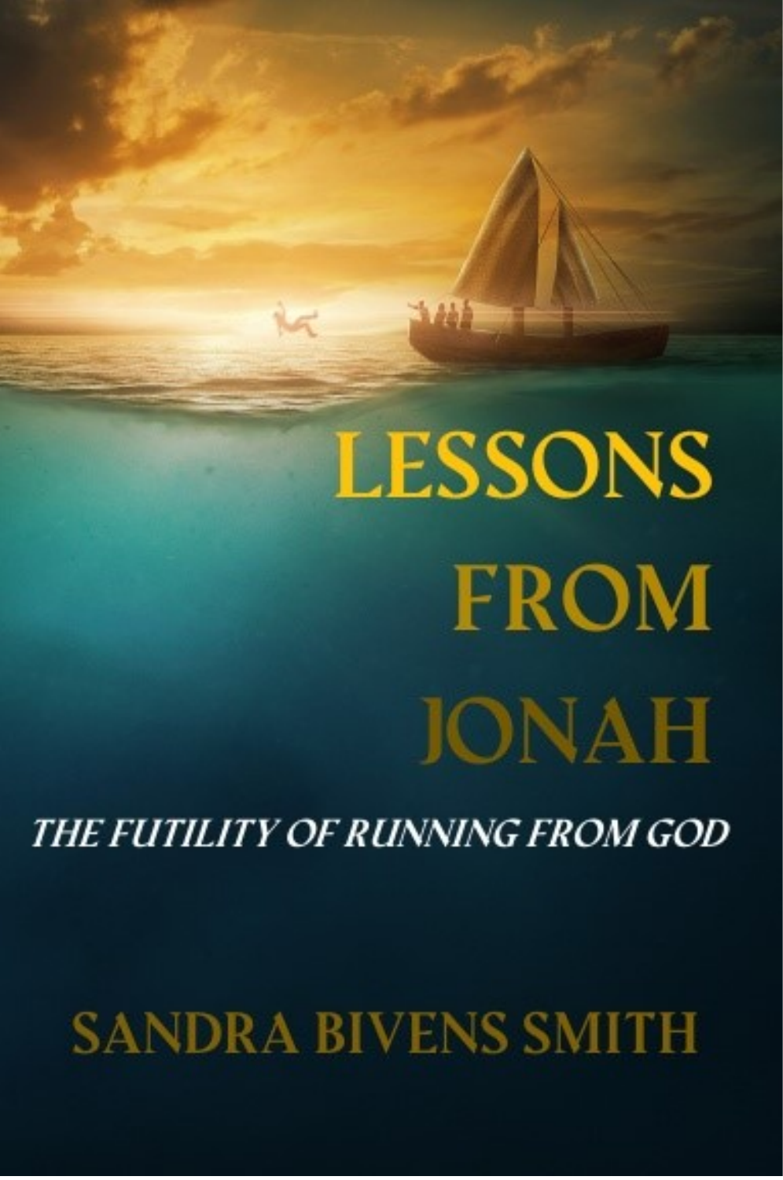# LESSONS FROM JONAH

## *THE FUTILITY OF RUNNING FROM GOD*

SANDRA BIVENS SMITH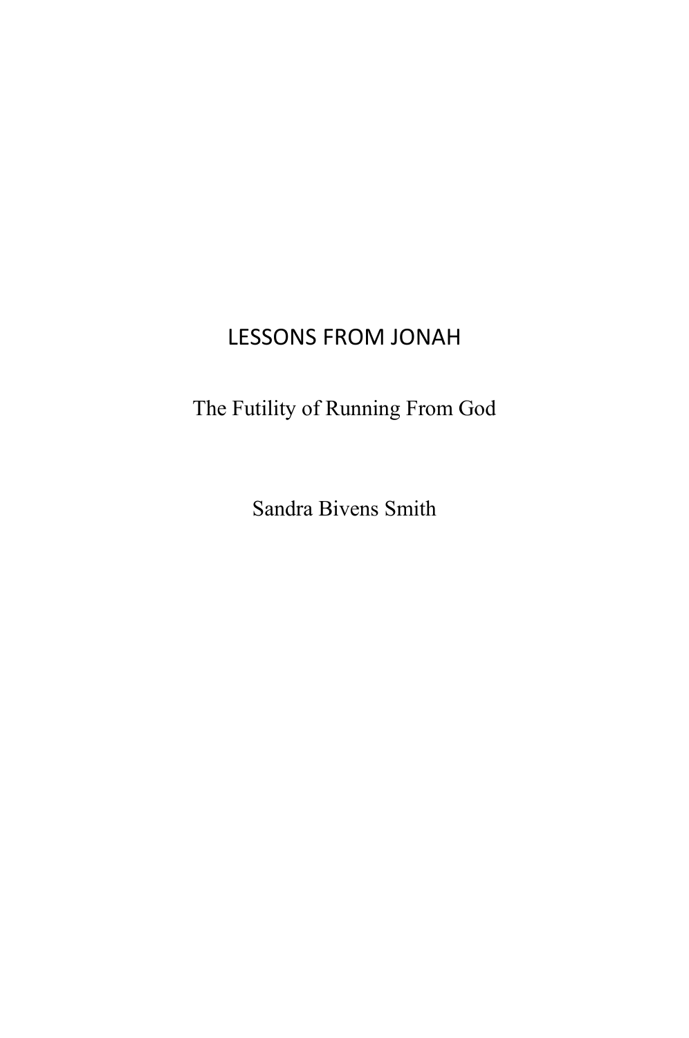# LESSONS FROM JONAH

The Futility of Running From God

Sandra Bivens Smith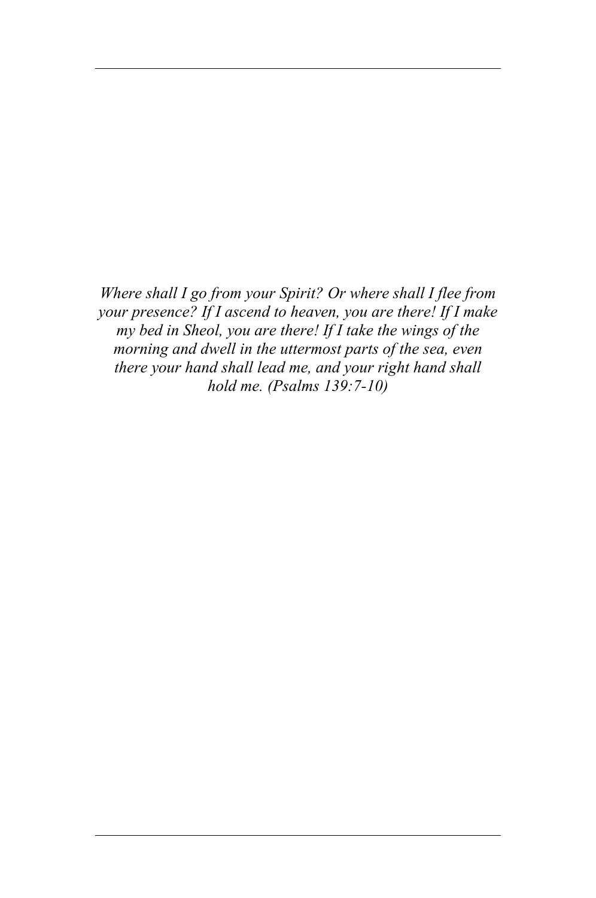*Where shall I go from your Spirit? Or where shall I flee from your presence? If I ascend to heaven, you are there! If I make my bed in Sheol, you are there! If I take the wings of the morning and dwell in the uttermost parts of the sea, even there your hand shall lead me, and your right hand shall hold me. (Psalms 139:7-10)*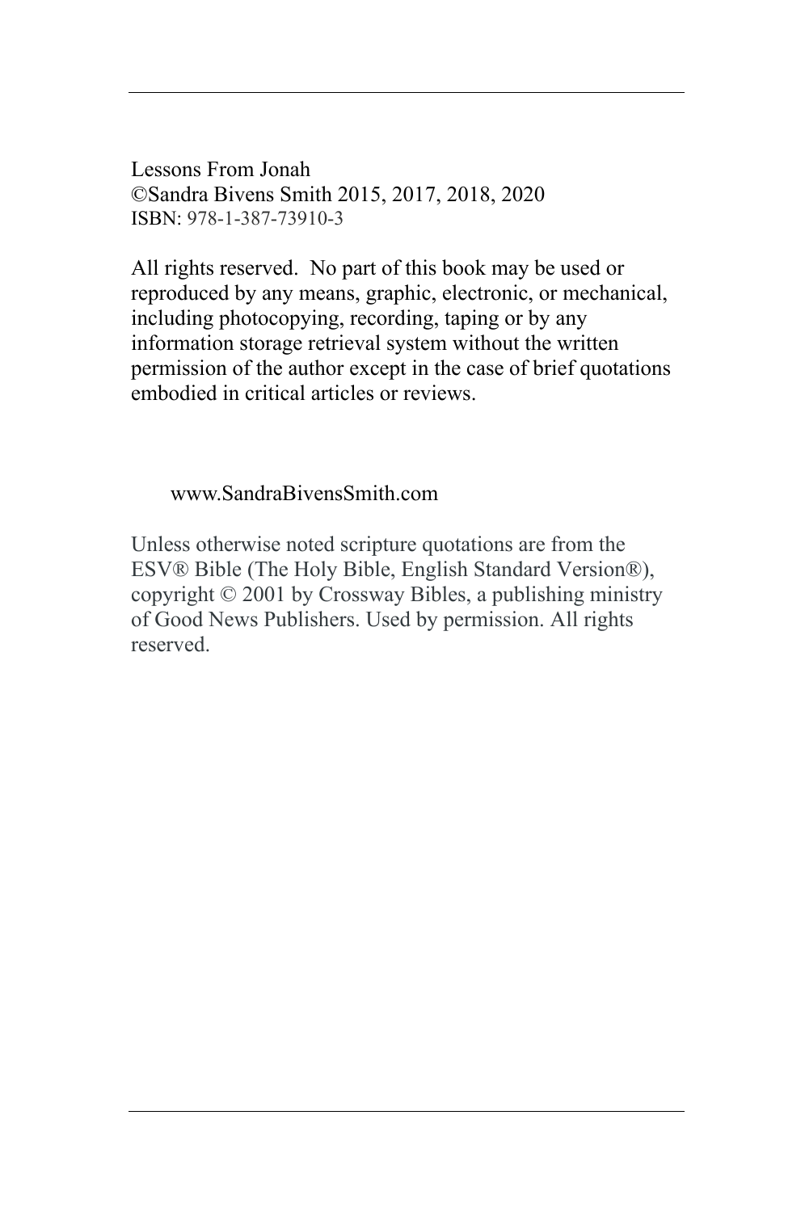Lessons From Jonah
©Sandra Bivens Smith 2015, 2017, 2018, 2020
ISBN: 978-1-387-73910-3

All rights reserved. No part of this book may be used or reproduced by any means, graphic, electronic, or mechanical, including photocopying, recording, taping or by any information storage retrieval system without the written permission of the author except in the case of brief quotations embodied in critical articles or reviews.

www.SandraBivensSmith.com

Unless otherwise noted scripture quotations are from the ESV® Bible (The Holy Bible, English Standard Version®), copyright © 2001 by Crossway Bibles, a publishing ministry of Good News Publishers. Used by permission. All rights reserved.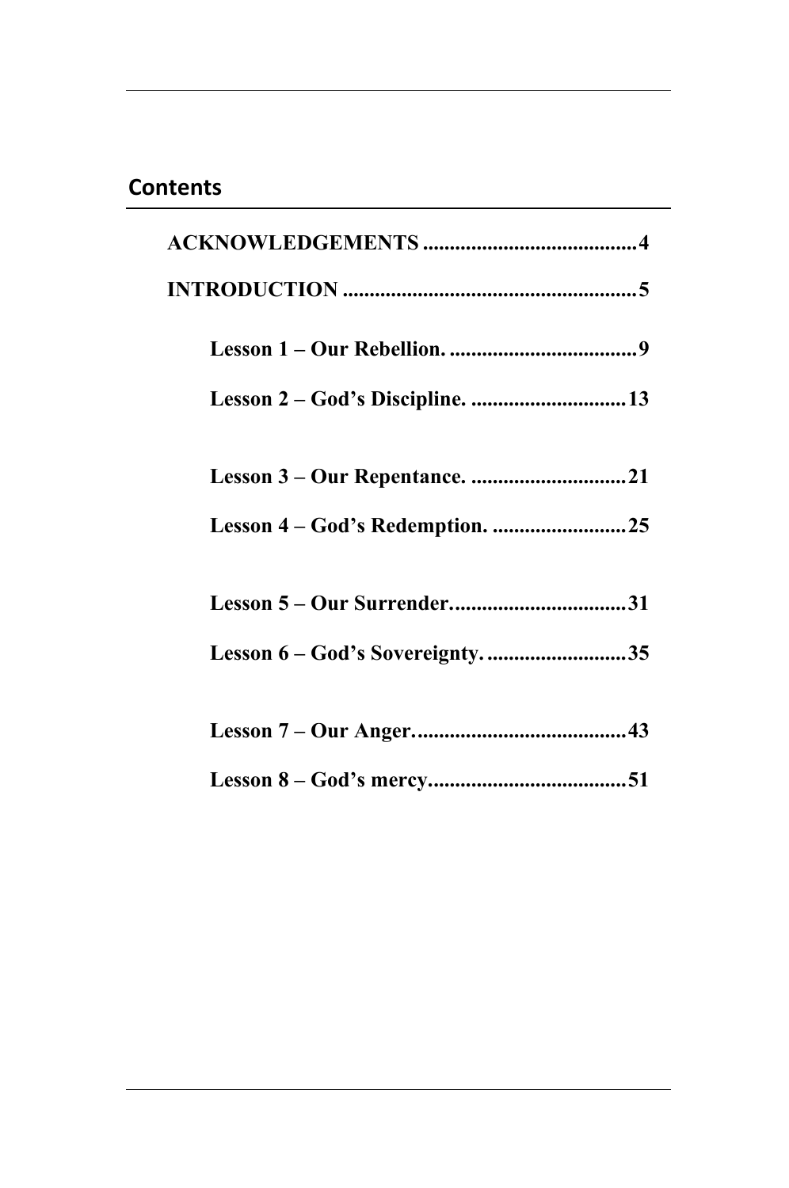## Contents

**ACKNOWLEDGEMENTS** ........................................ **4**

**INTRODUCTION** ....................................................... **5**

- **Lesson 1 – Our Rebellion.** ................................... **9**
- **Lesson 2 – God's Discipline.** ............................. **13**
- **Lesson 3 – Our Repentance.** ............................. **21**
- **Lesson 4 – God's Redemption.** ......................... **25**
- **Lesson 5 – Our Surrender.** ................................ **31**
- **Lesson 6 – God's Sovereignty.** .......................... **35**
- **Lesson 7 – Our Anger.** ....................................... **43**
- **Lesson 8 – God's mercy.** .................................... **51**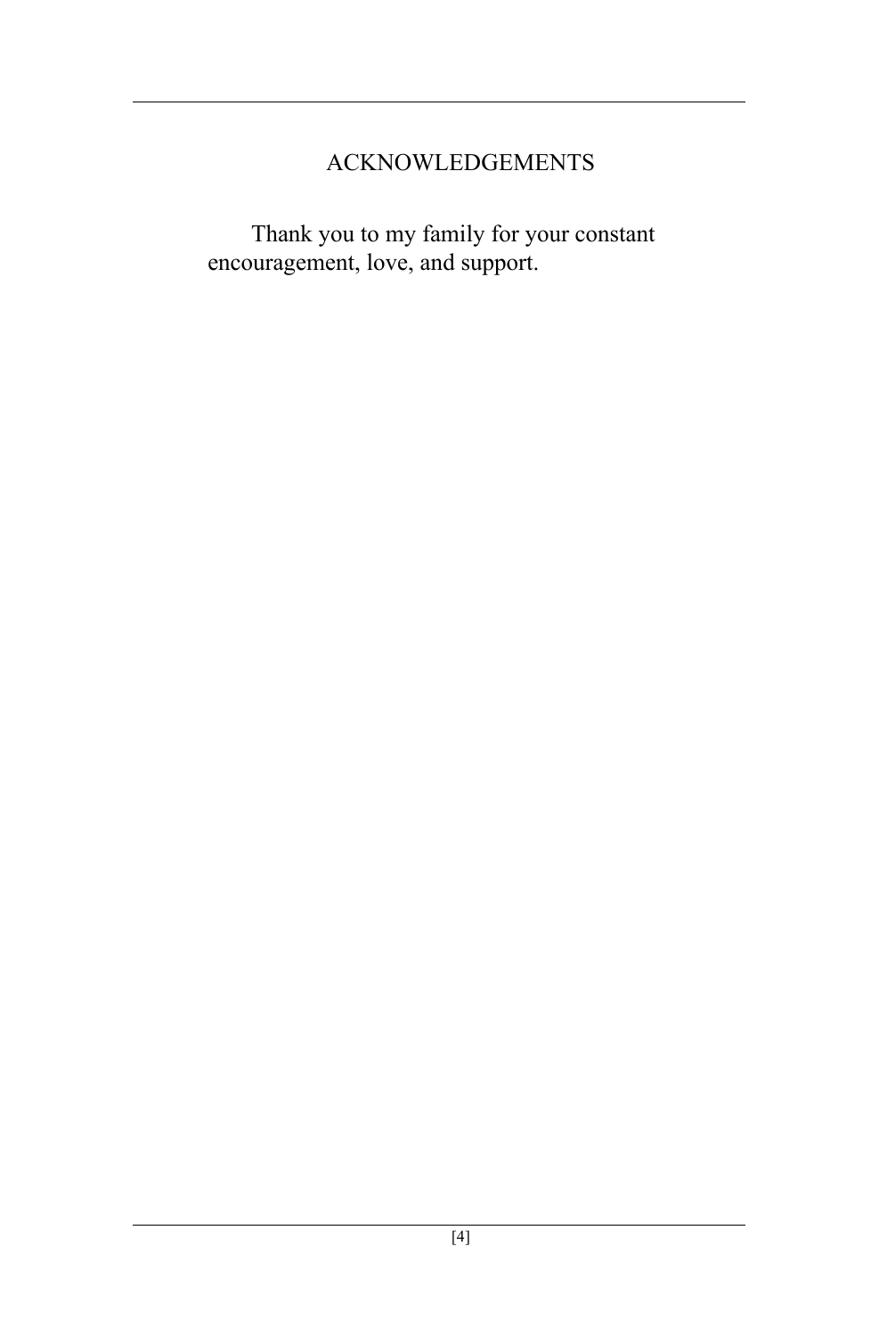# ACKNOWLEDGEMENTS

Thank you to my family for your constant encouragement, love, and support.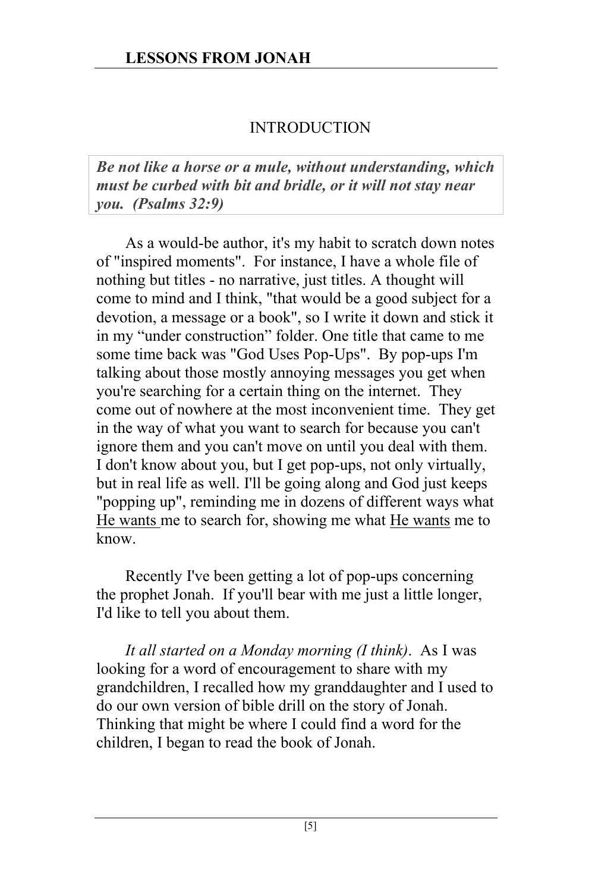## INTRODUCTION

> ***Be not like a horse or a mule, without understanding, which must be curbed with bit and bridle, or it will not stay near you. (Psalms 32:9)***

As a would-be author, it's my habit to scratch down notes of "inspired moments". For instance, I have a whole file of nothing but titles - no narrative, just titles. A thought will come to mind and I think, "that would be a good subject for a devotion, a message or a book", so I write it down and stick it in my "under construction" folder. One title that came to me some time back was "God Uses Pop-Ups". By pop-ups I'm talking about those mostly annoying messages you get when you're searching for a certain thing on the internet. They come out of nowhere at the most inconvenient time. They get in the way of what you want to search for because you can't ignore them and you can't move on until you deal with them. I don't know about you, but I get pop-ups, not only virtually, but in real life as well. I'll be going along and God just keeps "popping up", reminding me in dozens of different ways what He wants me to search for, showing me what He wants me to know.

Recently I've been getting a lot of pop-ups concerning the prophet Jonah. If you'll bear with me just a little longer, I'd like to tell you about them.

*It all started on a Monday morning (I think)*. As I was looking for a word of encouragement to share with my grandchildren, I recalled how my granddaughter and I used to do our own version of bible drill on the story of Jonah. Thinking that might be where I could find a word for the children, I began to read the book of Jonah.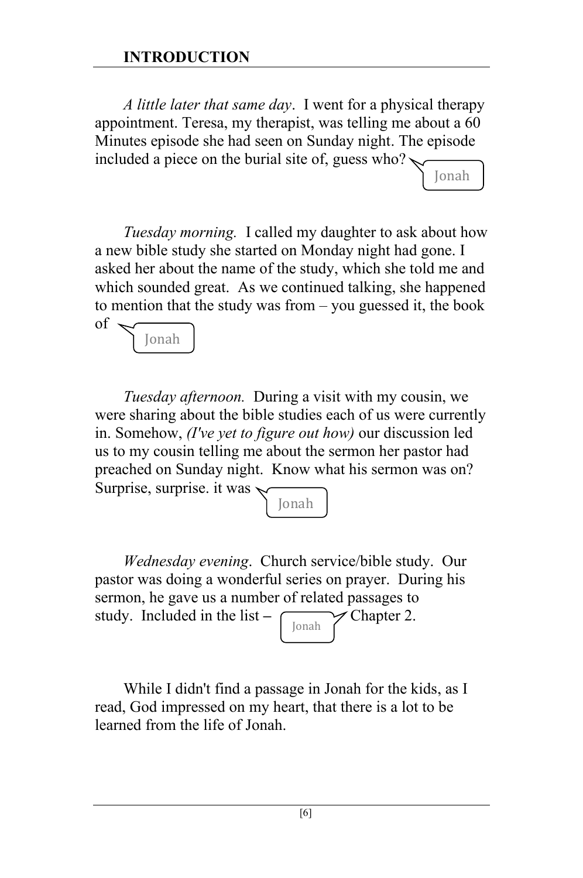**INTRODUCTION**

*A little later that same day*. I went for a physical therapy appointment. Teresa, my therapist, was telling me about a 60 Minutes episode she had seen on Sunday night. The episode included a piece on the burial site of, guess who? Jonah

*Tuesday morning.* I called my daughter to ask about how a new bible study she started on Monday night had gone. I asked her about the name of the study, which she told me and which sounded great. As we continued talking, she happened to mention that the study was from – you guessed it, the book of Jonah

*Tuesday afternoon.* During a visit with my cousin, we were sharing about the bible studies each of us were currently in. Somehow, *(I've yet to figure out how)* our discussion led us to my cousin telling me about the sermon her pastor had preached on Sunday night. Know what his sermon was on? Surprise, surprise. it was Jonah

*Wednesday evening*. Church service/bible study. Our pastor was doing a wonderful series on prayer. During his sermon, he gave us a number of related passages to study. Included in the list – Jonah Chapter 2.

While I didn't find a passage in Jonah for the kids, as I read, God impressed on my heart, that there is a lot to be learned from the life of Jonah.